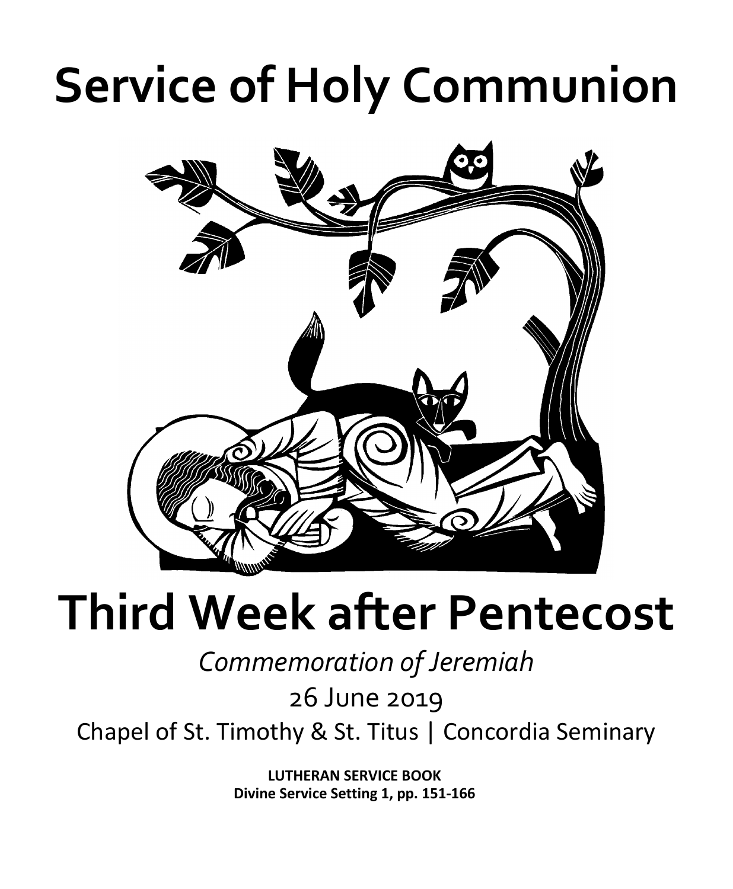# Service of Holy Communion

# Third Week after Pentecost

*Commemoration of Jeremiah*

26 June 2019

Chapel of St. Timothy & St. Titus | Concordia Seminary

**LUTHERAN SERVICE BOOK**
**Divine Service Setting 1, pp. 151-166**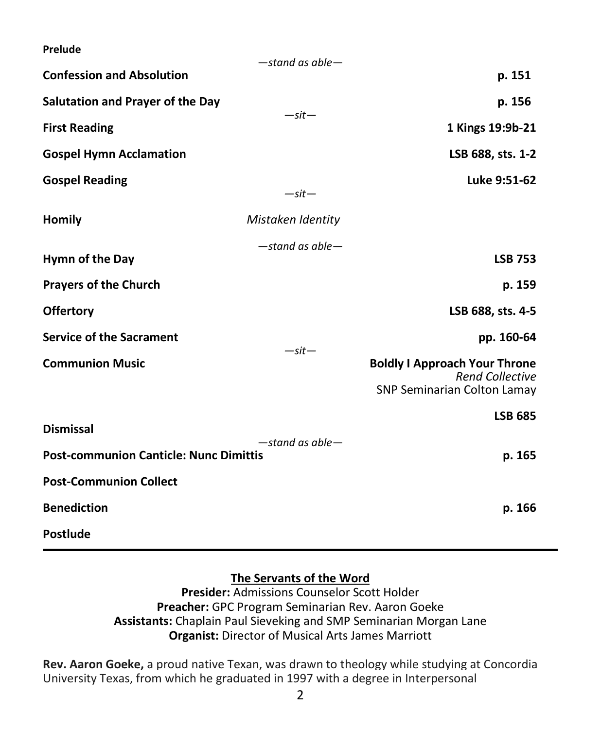**Prelude**

*—stand as able—*

**Confession and Absolution** **p. 151**

**Salutation and Prayer of the Day** **p. 156**

*—sit—*

**First Reading** **1 Kings 19:9b-21**

**Gospel Hymn Acclamation** **LSB 688, sts. 1-2**

**Gospel Reading** **Luke 9:51-62**

*—sit—*

**Homily** *Mistaken Identity*

*—stand as able—*

**Hymn of the Day** **LSB 753**

**Prayers of the Church** **p. 159**

**Offertory** **LSB 688, sts. 4-5**

**Service of the Sacrament** **pp. 160-64**

*—sit—*

**Communion Music** **Boldly I Approach Your Throne**
*Rend Collective*
SNP Seminarian Colton Lamay

**LSB 685**

**Dismissal**

*—stand as able—*

**Post-communion Canticle: Nunc Dimittis** **p. 165**

**Post-Communion Collect**

**Benediction** **p. 166**

**Postlude**

---

**The Servants of the Word**

**Presider:** Admissions Counselor Scott Holder
**Preacher:** GPC Program Seminarian Rev. Aaron Goeke
**Assistants:** Chaplain Paul Sieveking and SMP Seminarian Morgan Lane
**Organist:** Director of Musical Arts James Marriott

**Rev. Aaron Goeke,** a proud native Texan, was drawn to theology while studying at Concordia University Texas, from which he graduated in 1997 with a degree in Interpersonal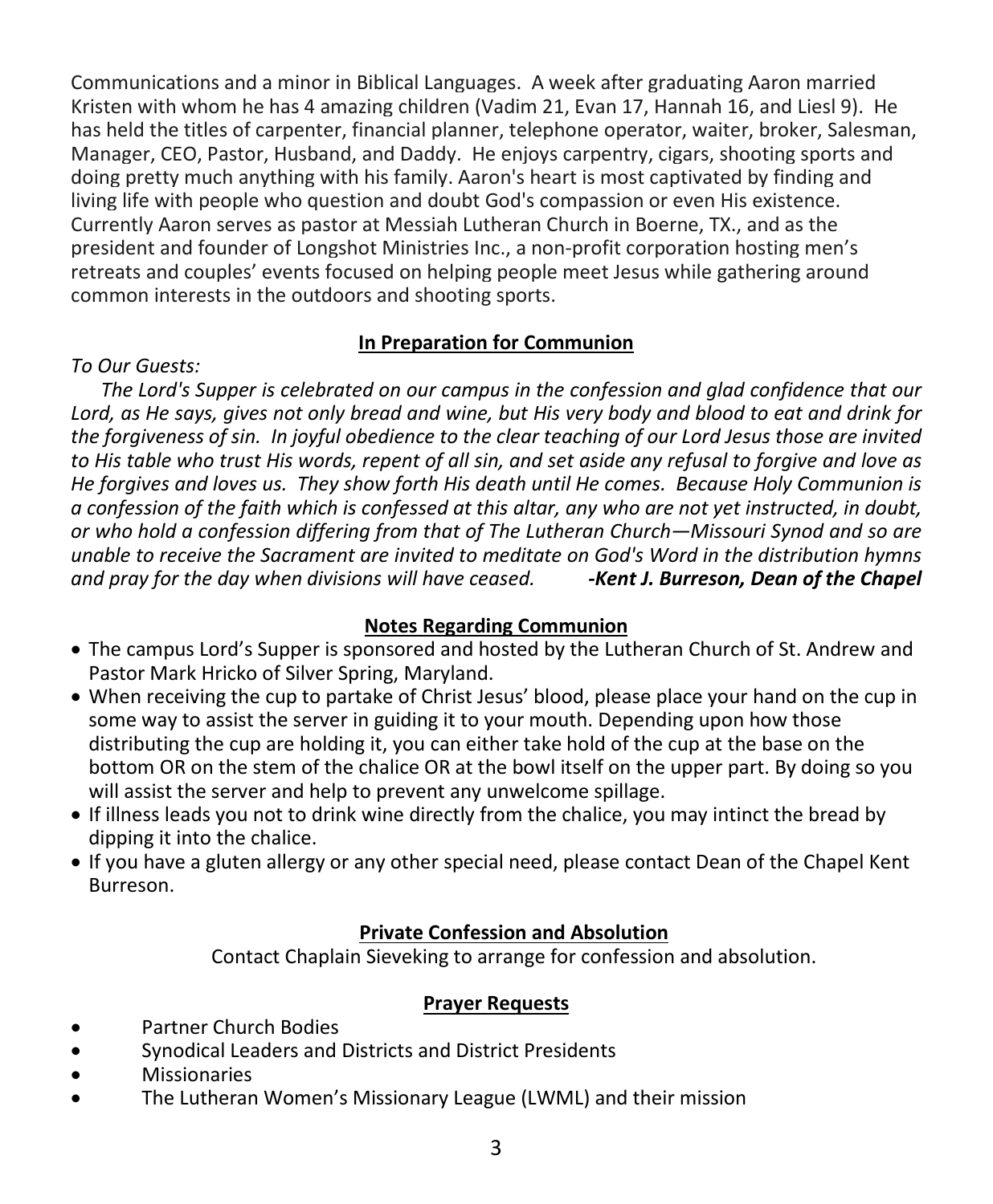Communications and a minor in Biblical Languages. A week after graduating Aaron married Kristen with whom he has 4 amazing children (Vadim 21, Evan 17, Hannah 16, and Liesl 9). He has held the titles of carpenter, financial planner, telephone operator, waiter, broker, Salesman, Manager, CEO, Pastor, Husband, and Daddy. He enjoys carpentry, cigars, shooting sports and doing pretty much anything with his family. Aaron's heart is most captivated by finding and living life with people who question and doubt God's compassion or even His existence. Currently Aaron serves as pastor at Messiah Lutheran Church in Boerne, TX., and as the president and founder of Longshot Ministries Inc., a non-profit corporation hosting men's retreats and couples' events focused on helping people meet Jesus while gathering around common interests in the outdoors and shooting sports.

## In Preparation for Communion

*To Our Guests:*

*The Lord's Supper is celebrated on our campus in the confession and glad confidence that our Lord, as He says, gives not only bread and wine, but His very body and blood to eat and drink for the forgiveness of sin. In joyful obedience to the clear teaching of our Lord Jesus those are invited to His table who trust His words, repent of all sin, and set aside any refusal to forgive and love as He forgives and loves us. They show forth His death until He comes. Because Holy Communion is a confession of the faith which is confessed at this altar, any who are not yet instructed, in doubt, or who hold a confession differing from that of The Lutheran Church—Missouri Synod and so are unable to receive the Sacrament are invited to meditate on God's Word in the distribution hymns and pray for the day when divisions will have ceased.* ***-Kent J. Burreson, Dean of the Chapel***

## Notes Regarding Communion

- The campus Lord's Supper is sponsored and hosted by the Lutheran Church of St. Andrew and Pastor Mark Hricko of Silver Spring, Maryland.
- When receiving the cup to partake of Christ Jesus' blood, please place your hand on the cup in some way to assist the server in guiding it to your mouth. Depending upon how those distributing the cup are holding it, you can either take hold of the cup at the base on the bottom OR on the stem of the chalice OR at the bowl itself on the upper part. By doing so you will assist the server and help to prevent any unwelcome spillage.
- If illness leads you not to drink wine directly from the chalice, you may intinct the bread by dipping it into the chalice.
- If you have a gluten allergy or any other special need, please contact Dean of the Chapel Kent Burreson.

## Private Confession and Absolution

Contact Chaplain Sieveking to arrange for confession and absolution.

## Prayer Requests

- Partner Church Bodies
- Synodical Leaders and Districts and District Presidents
- Missionaries
- The Lutheran Women's Missionary League (LWML) and their mission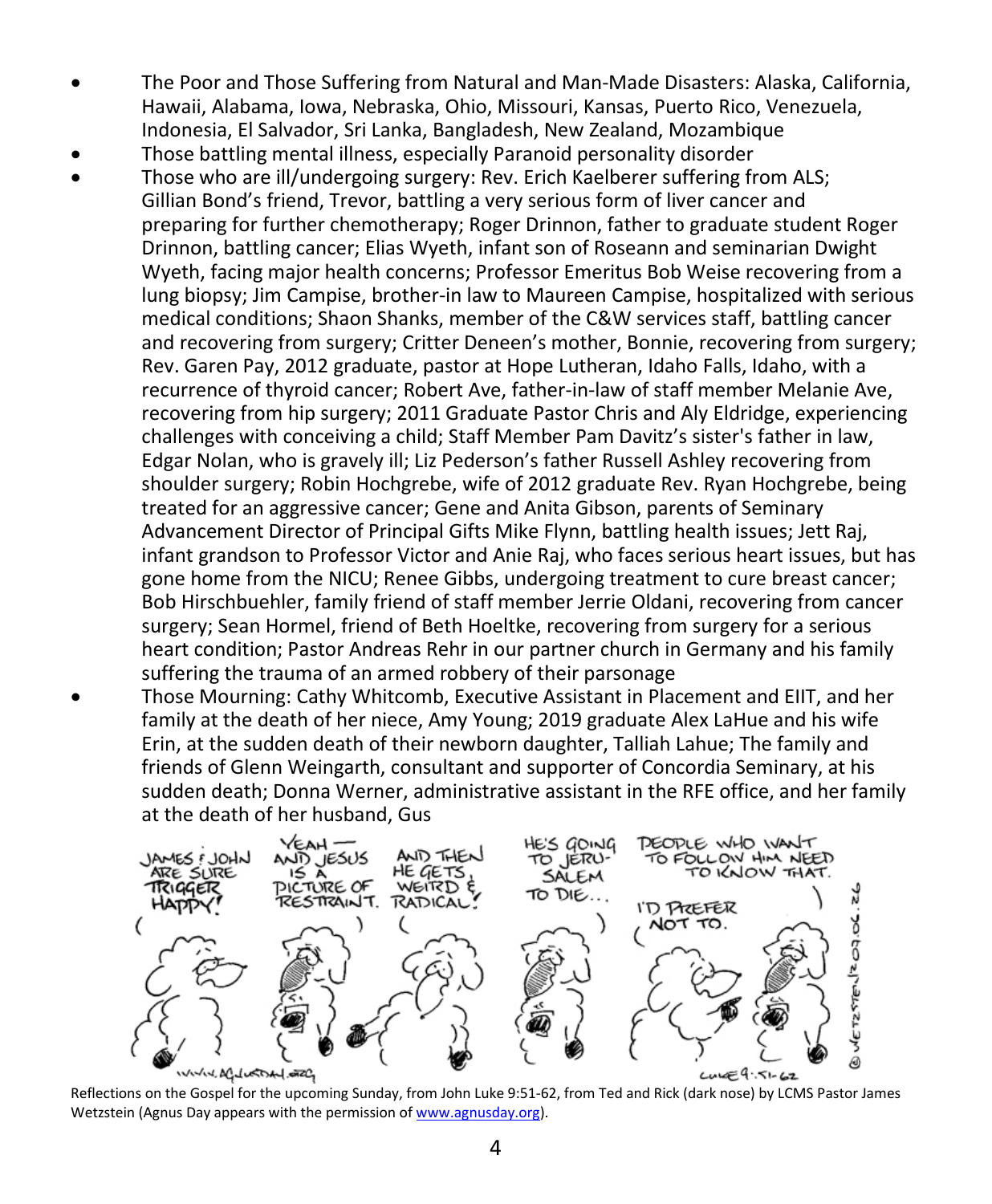- The Poor and Those Suffering from Natural and Man-Made Disasters: Alaska, California, Hawaii, Alabama, Iowa, Nebraska, Ohio, Missouri, Kansas, Puerto Rico, Venezuela, Indonesia, El Salvador, Sri Lanka, Bangladesh, New Zealand, Mozambique
- Those battling mental illness, especially Paranoid personality disorder
- Those who are ill/undergoing surgery: Rev. Erich Kaelberer suffering from ALS; Gillian Bond's friend, Trevor, battling a very serious form of liver cancer and preparing for further chemotherapy; Roger Drinnon, father to graduate student Roger Drinnon, battling cancer; Elias Wyeth, infant son of Roseann and seminarian Dwight Wyeth, facing major health concerns; Professor Emeritus Bob Weise recovering from a lung biopsy; Jim Campise, brother-in law to Maureen Campise, hospitalized with serious medical conditions; Shaon Shanks, member of the C&W services staff, battling cancer and recovering from surgery; Critter Deneen's mother, Bonnie, recovering from surgery; Rev. Garen Pay, 2012 graduate, pastor at Hope Lutheran, Idaho Falls, Idaho, with a recurrence of thyroid cancer; Robert Ave, father-in-law of staff member Melanie Ave, recovering from hip surgery; 2011 Graduate Pastor Chris and Aly Eldridge, experiencing challenges with conceiving a child; Staff Member Pam Davitz's sister's father in law, Edgar Nolan, who is gravely ill; Liz Pederson's father Russell Ashley recovering from shoulder surgery; Robin Hochgrebe, wife of 2012 graduate Rev. Ryan Hochgrebe, being treated for an aggressive cancer; Gene and Anita Gibson, parents of Seminary Advancement Director of Principal Gifts Mike Flynn, battling health issues; Jett Raj, infant grandson to Professor Victor and Anie Raj, who faces serious heart issues, but has gone home from the NICU; Renee Gibbs, undergoing treatment to cure breast cancer; Bob Hirschbuehler, family friend of staff member Jerrie Oldani, recovering from cancer surgery; Sean Hormel, friend of Beth Hoeltke, recovering from surgery for a serious heart condition; Pastor Andreas Rehr in our partner church in Germany and his family suffering the trauma of an armed robbery of their parsonage
- Those Mourning: Cathy Whitcomb, Executive Assistant in Placement and EIIT, and her family at the death of her niece, Amy Young; 2019 graduate Alex LaHue and his wife Erin, at the sudden death of their newborn daughter, Talliah Lahue; The family and friends of Glenn Weingarth, consultant and supporter of Concordia Seminary, at his sudden death; Donna Werner, administrative assistant in the RFE office, and her family at the death of her husband, Gus

Reflections on the Gospel for the upcoming Sunday, from John Luke 9:51-62, from Ted and Rick (dark nose) by LCMS Pastor James Wetzstein (Agnus Day appears with the permission of www.agnusday.org).